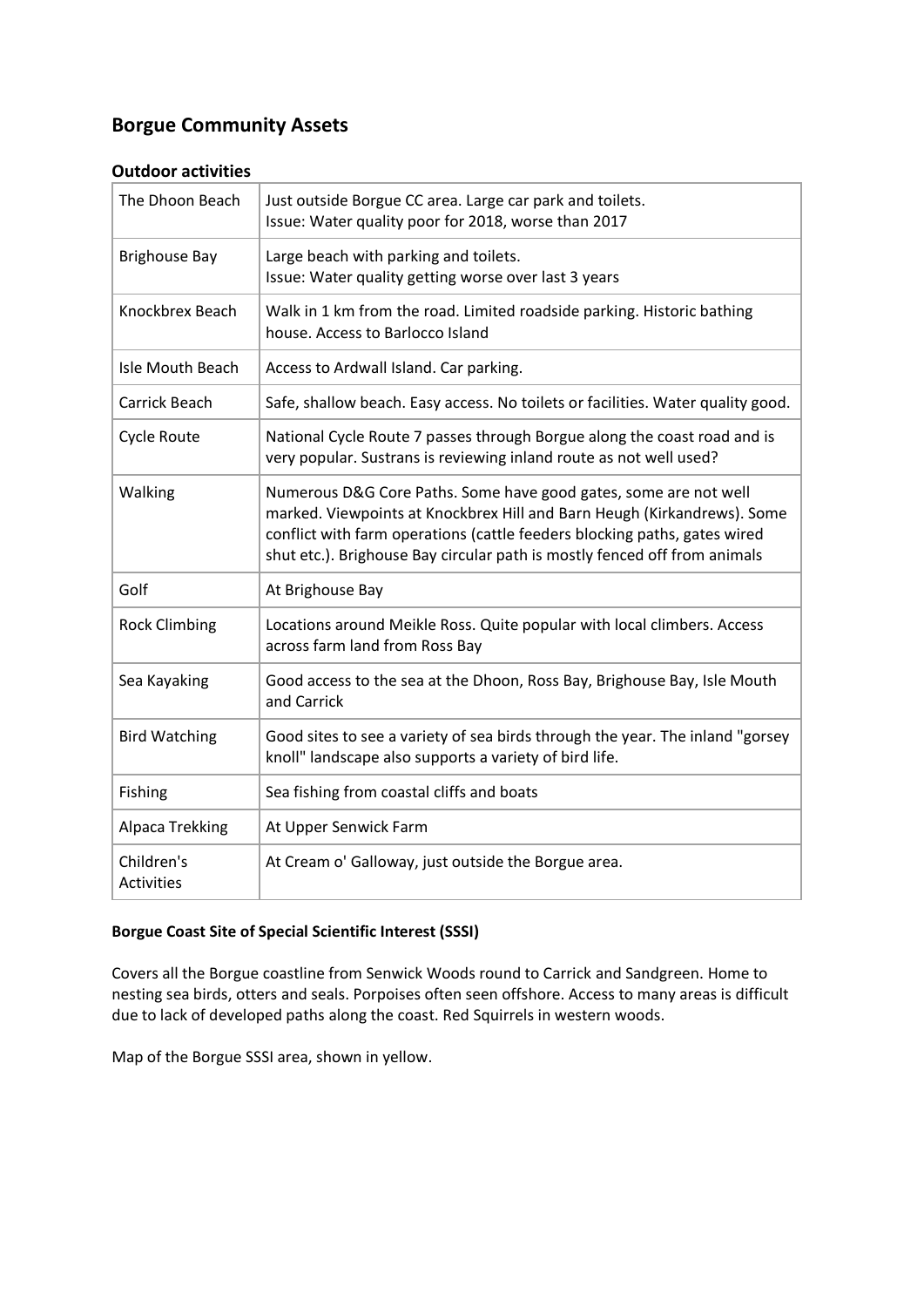# Borgue Community Assets

## Outdoor activities

| | |
|---|---|
| The Dhoon Beach | Just outside Borgue CC area. Large car park and toilets.<br>Issue: Water quality poor for 2018, worse than 2017 |
| Brighouse Bay | Large beach with parking and toilets.<br>Issue: Water quality getting worse over last 3 years |
| Knockbrex Beach | Walk in 1 km from the road. Limited roadside parking. Historic bathing house. Access to Barlocco Island |
| Isle Mouth Beach | Access to Ardwall Island. Car parking. |
| Carrick Beach | Safe, shallow beach. Easy access. No toilets or facilities. Water quality good. |
| Cycle Route | National Cycle Route 7 passes through Borgue along the coast road and is very popular. Sustrans is reviewing inland route as not well used? |
| Walking | Numerous D&G Core Paths. Some have good gates, some are not well marked. Viewpoints at Knockbrex Hill and Barn Heugh (Kirkandrews). Some conflict with farm operations (cattle feeders blocking paths, gates wired shut etc.). Brighouse Bay circular path is mostly fenced off from animals |
| Golf | At Brighouse Bay |
| Rock Climbing | Locations around Meikle Ross. Quite popular with local climbers. Access across farm land from Ross Bay |
| Sea Kayaking | Good access to the sea at the Dhoon, Ross Bay, Brighouse Bay, Isle Mouth and Carrick |
| Bird Watching | Good sites to see a variety of sea birds through the year. The inland "gorsey knoll" landscape also supports a variety of bird life. |
| Fishing | Sea fishing from coastal cliffs and boats |
| Alpaca Trekking | At Upper Senwick Farm |
| Children's Activities | At Cream o' Galloway, just outside the Borgue area. |

**Borgue Coast Site of Special Scientific Interest (SSSI)**

Covers all the Borgue coastline from Senwick Woods round to Carrick and Sandgreen. Home to nesting sea birds, otters and seals. Porpoises often seen offshore. Access to many areas is difficult due to lack of developed paths along the coast. Red Squirrels in western woods.

Map of the Borgue SSSI area, shown in yellow.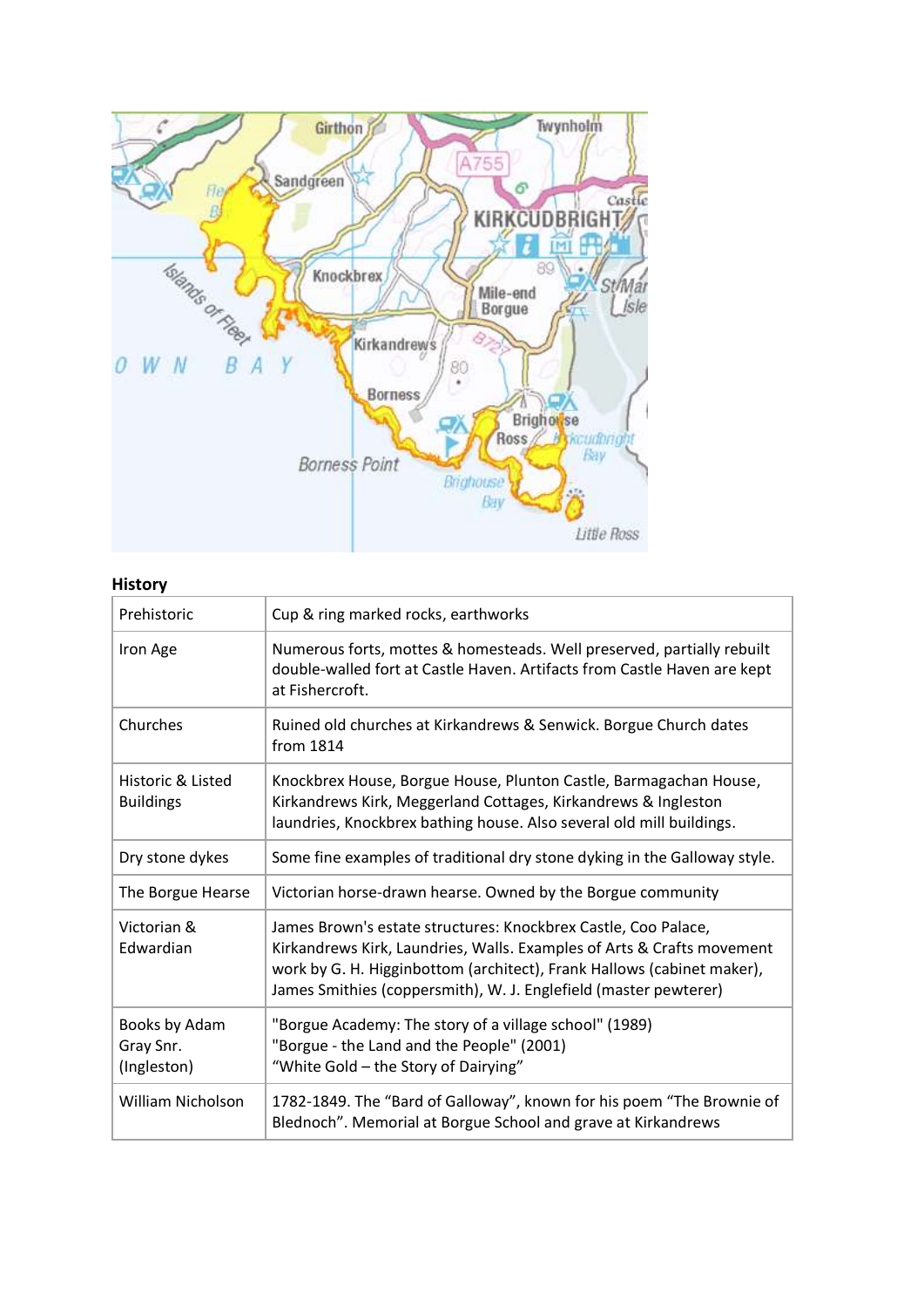## History

| Prehistoric | Cup & ring marked rocks, earthworks |
|---|---|
| Iron Age | Numerous forts, mottes & homesteads. Well preserved, partially rebuilt double-walled fort at Castle Haven. Artifacts from Castle Haven are kept at Fishercroft. |
| Churches | Ruined old churches at Kirkandrews & Senwick. Borgue Church dates from 1814 |
| Historic & Listed Buildings | Knockbrex House, Borgue House, Plunton Castle, Barmagachan House, Kirkandrews Kirk, Meggerland Cottages, Kirkandrews & Ingleston laundries, Knockbrex bathing house. Also several old mill buildings. |
| Dry stone dykes | Some fine examples of traditional dry stone dyking in the Galloway style. |
| The Borgue Hearse | Victorian horse-drawn hearse. Owned by the Borgue community |
| Victorian & Edwardian | James Brown's estate structures: Knockbrex Castle, Coo Palace, Kirkandrews Kirk, Laundries, Walls. Examples of Arts & Crafts movement work by G. H. Higginbottom (architect), Frank Hallows (cabinet maker), James Smithies (coppersmith), W. J. Englefield (master pewterer) |
| Books by Adam Gray Snr. (Ingleston) | "Borgue Academy: The story of a village school" (1989)<br>"Borgue - the Land and the People" (2001)<br>"White Gold – the Story of Dairying" |
| William Nicholson | 1782-1849. The "Bard of Galloway", known for his poem "The Brownie of Blednoch". Memorial at Borgue School and grave at Kirkandrews |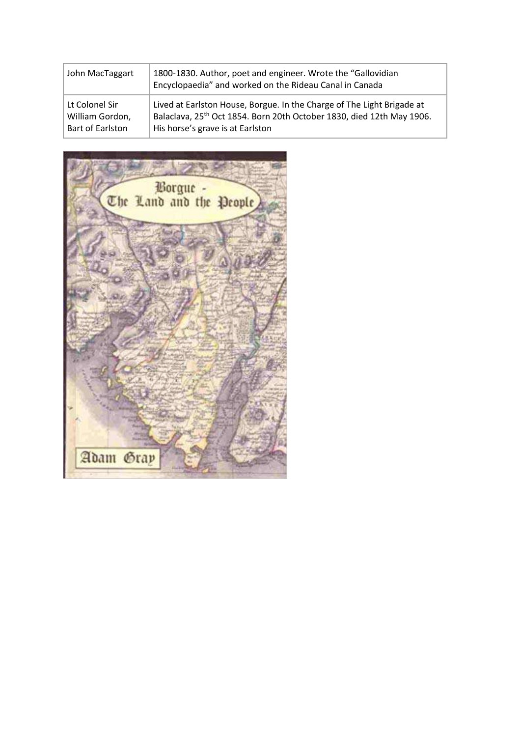| John MacTaggart | 1800-1830. Author, poet and engineer. Wrote the "Gallovidian Encyclopaedia" and worked on the Rideau Canal in Canada |
|---|---|
| Lt Colonel Sir William Gordon, Bart of Earlston | Lived at Earlston House, Borgue. In the Charge of The Light Brigade at Balaclava, 25th Oct 1854. Born 20th October 1830, died 12th May 1906. His horse's grave is at Earlston |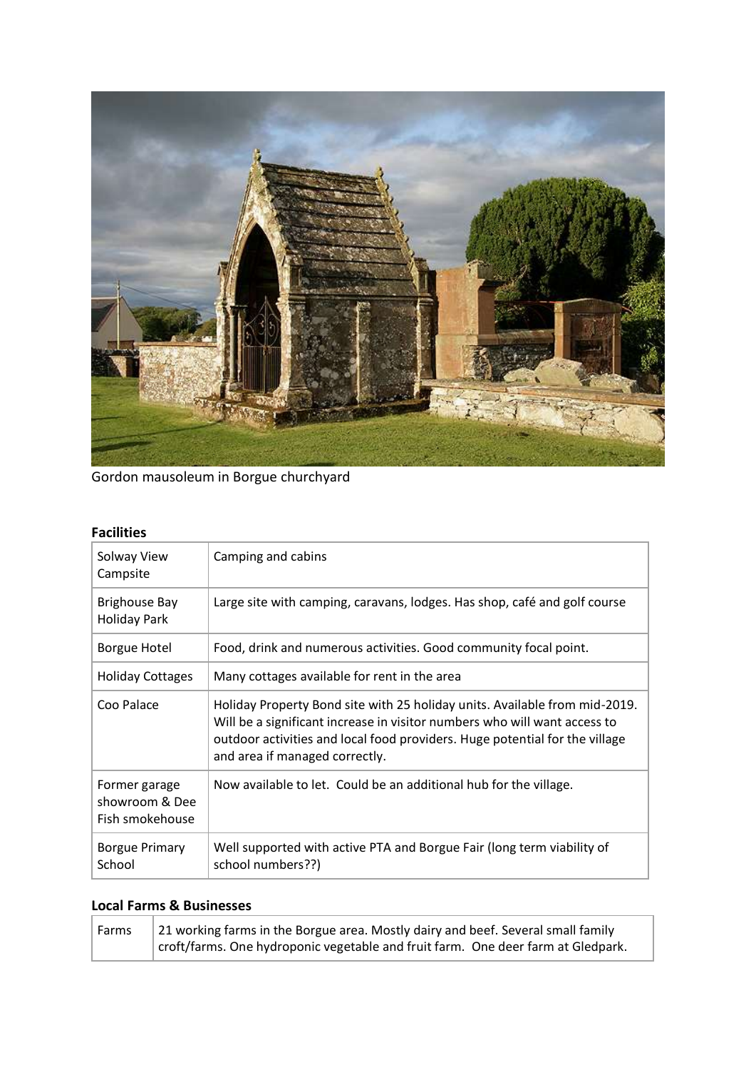Gordon mausoleum in Borgue churchyard

**Facilities**

| | |
|---|---|
| Solway View Campsite | Camping and cabins |
| Brighouse Bay Holiday Park | Large site with camping, caravans, lodges. Has shop, café and golf course |
| Borgue Hotel | Food, drink and numerous activities. Good community focal point. |
| Holiday Cottages | Many cottages available for rent in the area |
| Coo Palace | Holiday Property Bond site with 25 holiday units. Available from mid-2019. Will be a significant increase in visitor numbers who will want access to outdoor activities and local food providers. Huge potential for the village and area if managed correctly. |
| Former garage showroom & Dee Fish smokehouse | Now available to let. Could be an additional hub for the village. |
| Borgue Primary School | Well supported with active PTA and Borgue Fair (long term viability of school numbers??) |

**Local Farms & Businesses**

| | |
|---|---|
| Farms | 21 working farms in the Borgue area. Mostly dairy and beef. Several small family croft/farms. One hydroponic vegetable and fruit farm. One deer farm at Gledpark. |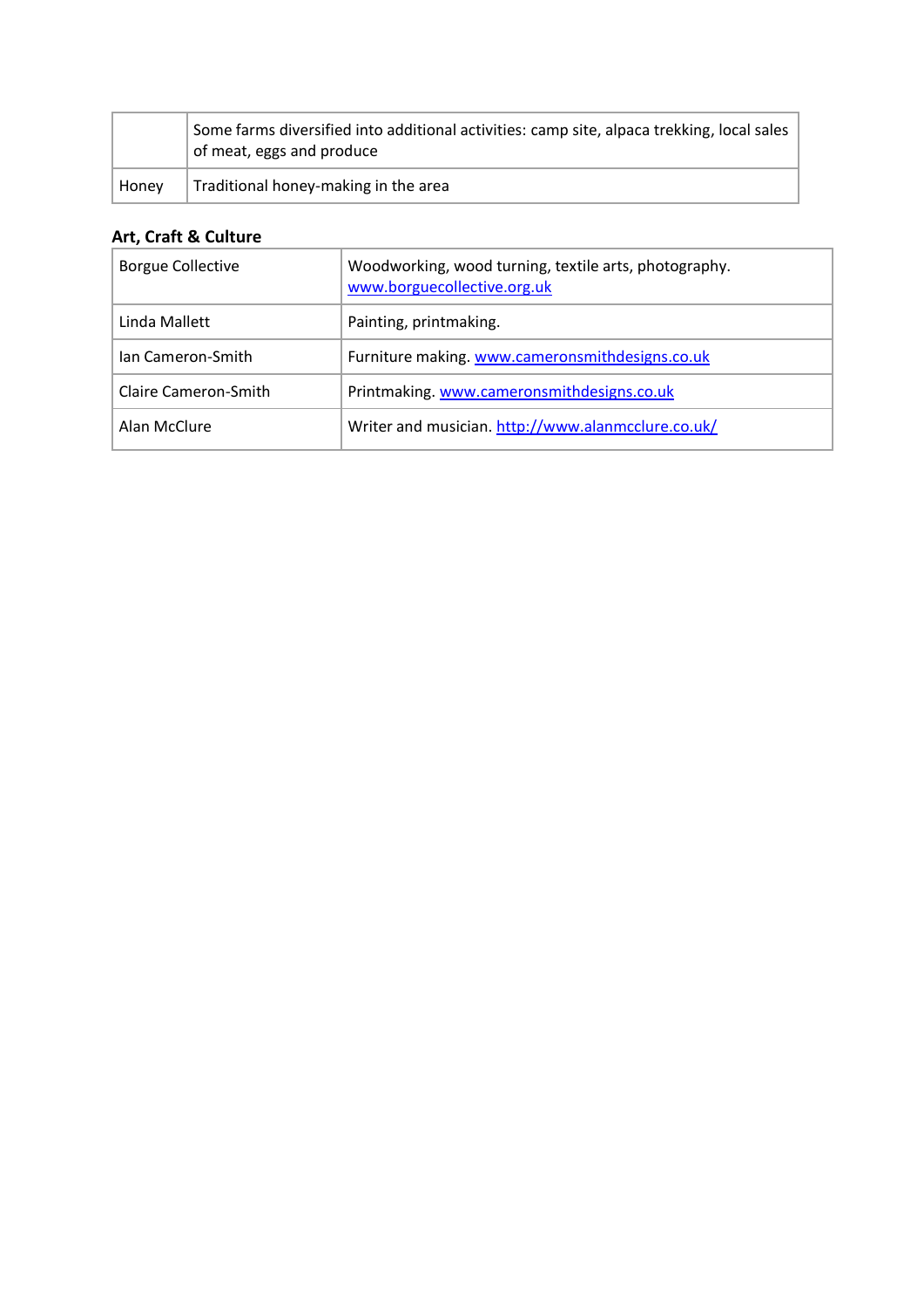| | |
|---|---|
| | Some farms diversified into additional activities: camp site, alpaca trekking, local sales of meat, eggs and produce |
| Honey | Traditional honey-making in the area |

**Art, Craft & Culture**

| | |
|---|---|
| Borgue Collective | Woodworking, wood turning, textile arts, photography. www.borguecollective.org.uk |
| Linda Mallett | Painting, printmaking. |
| Ian Cameron-Smith | Furniture making. www.cameronsmithdesigns.co.uk |
| Claire Cameron-Smith | Printmaking. www.cameronsmithdesigns.co.uk |
| Alan McClure | Writer and musician. http://www.alanmcclure.co.uk/ |